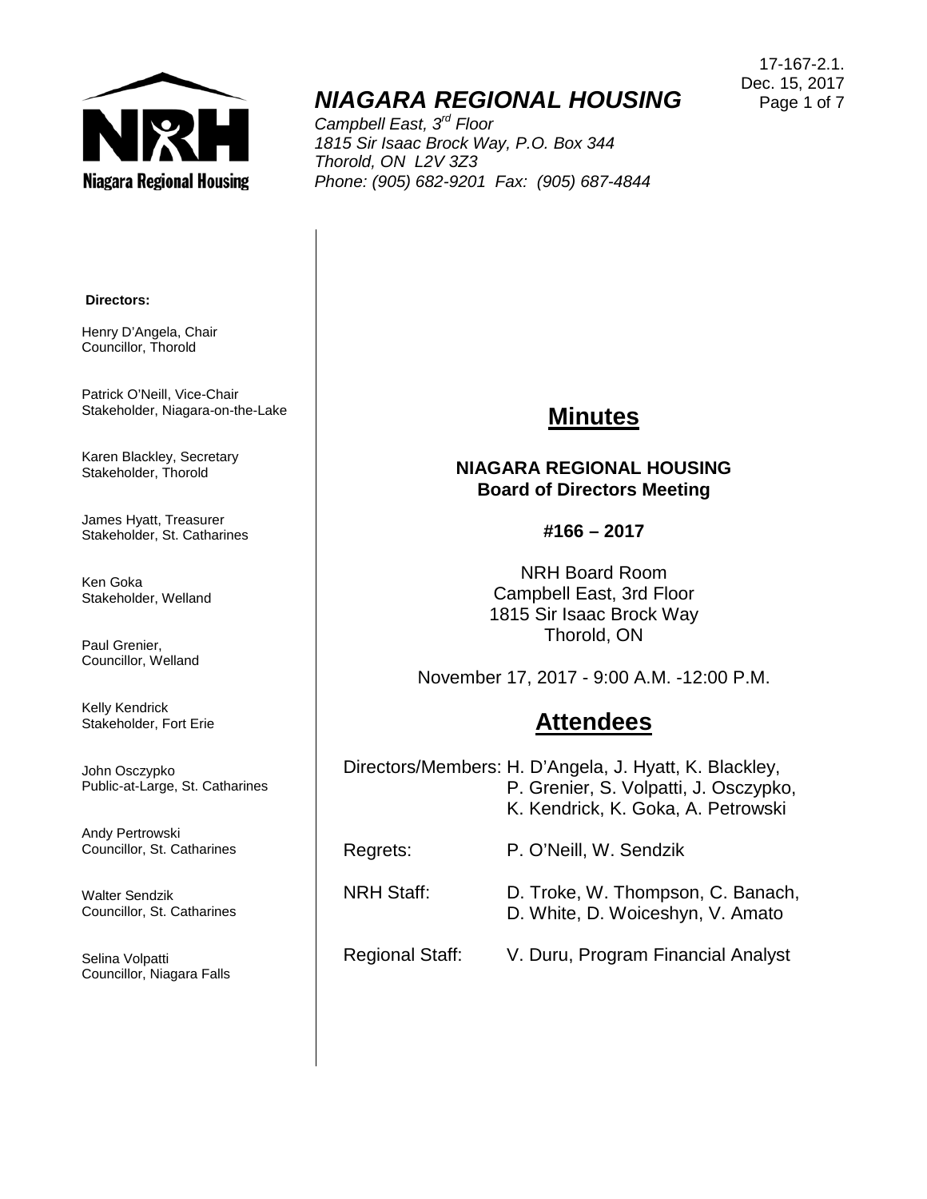17-167-2.1.
Dec. 15, 2017

# *NIAGARA REGIONAL HOUSING*

*Campbell East, 3rd Floor*
*1815 Sir Isaac Brock Way, P.O. Box 344*
*Thorold, ON L2V 3Z3*
*Phone: (905) 682-9201 Fax: (905) 687-4844*

**Directors:**

Henry D'Angela, Chair
Councillor, Thorold

Patrick O'Neill, Vice-Chair
Stakeholder, Niagara-on-the-Lake

Karen Blackley, Secretary
Stakeholder, Thorold

James Hyatt, Treasurer
Stakeholder, St. Catharines

Ken Goka
Stakeholder, Welland

Paul Grenier,
Councillor, Welland

Kelly Kendrick
Stakeholder, Fort Erie

John Osczypko
Public-at-Large, St. Catharines

Andy Pertrowski
Councillor, St. Catharines

Walter Sendzik
Councillor, St. Catharines

Selina Volpatti
Councillor, Niagara Falls

## Minutes

**NIAGARA REGIONAL HOUSING**
**Board of Directors Meeting**

**#166 – 2017**

NRH Board Room
Campbell East, 3rd Floor
1815 Sir Isaac Brock Way
Thorold, ON

November 17, 2017 - 9:00 A.M. -12:00 P.M.

## Attendees

Directors/Members: H. D'Angela, J. Hyatt, K. Blackley, P. Grenier, S. Volpatti, J. Osczypko, K. Kendrick, K. Goka, A. Petrowski

Regrets: P. O'Neill, W. Sendzik

NRH Staff: D. Troke, W. Thompson, C. Banach, D. White, D. Woiceshyn, V. Amato

Regional Staff: V. Duru, Program Financial Analyst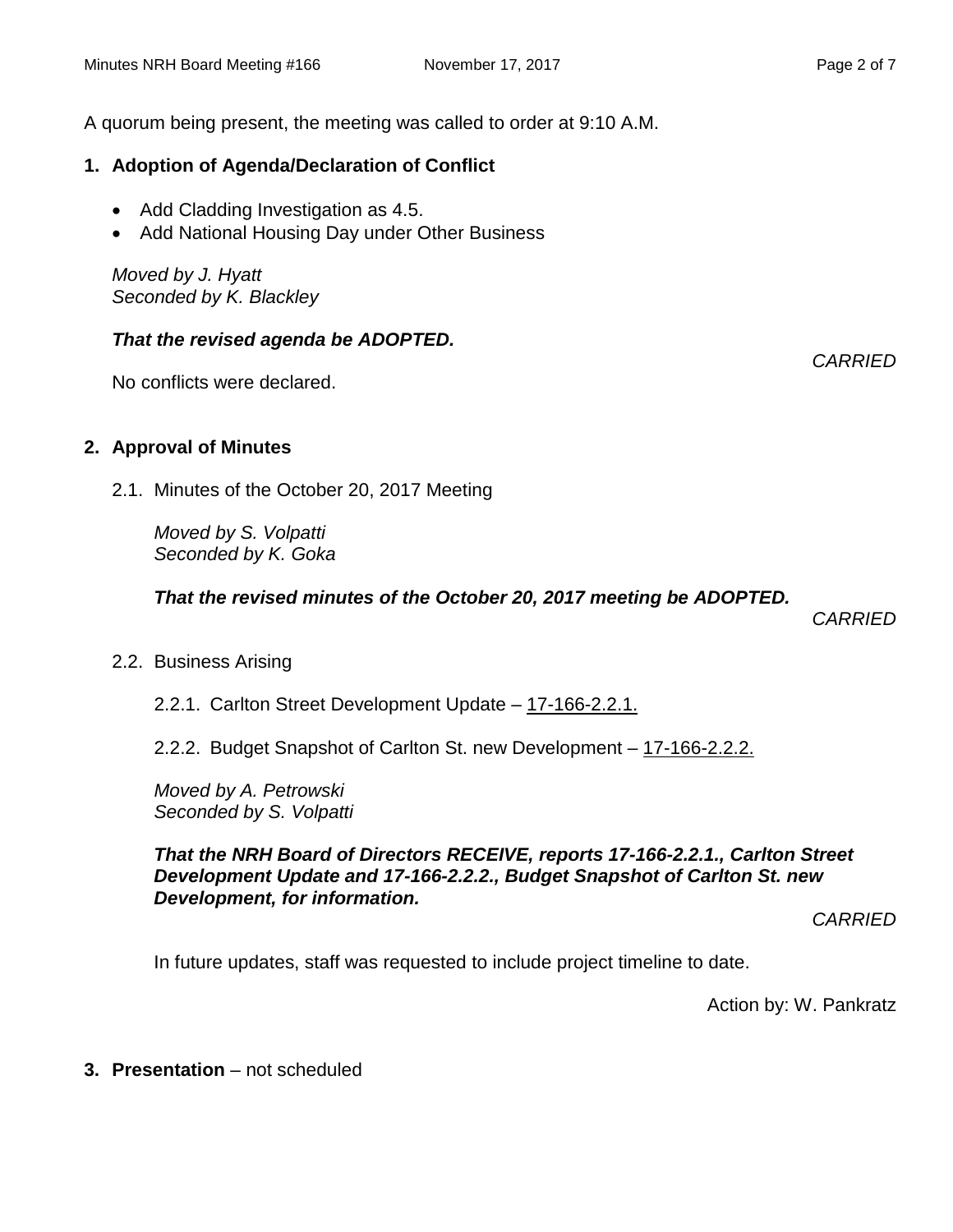A quorum being present, the meeting was called to order at 9:10 A.M.

## 1. Adoption of Agenda/Declaration of Conflict

- Add Cladding Investigation as 4.5.
- Add National Housing Day under Other Business

*Moved by J. Hyatt*
*Seconded by K. Blackley*

***That the revised agenda be ADOPTED.***

*CARRIED*

No conflicts were declared.

## 2. Approval of Minutes

2.1. Minutes of the October 20, 2017 Meeting

*Moved by S. Volpatti*
*Seconded by K. Goka*

***That the revised minutes of the October 20, 2017 meeting be ADOPTED.***

*CARRIED*

2.2. Business Arising

2.2.1. Carlton Street Development Update – 17-166-2.2.1.

2.2.2. Budget Snapshot of Carlton St. new Development – 17-166-2.2.2.

*Moved by A. Petrowski*
*Seconded by S. Volpatti*

***That the NRH Board of Directors RECEIVE, reports 17-166-2.2.1., Carlton Street Development Update and 17-166-2.2.2., Budget Snapshot of Carlton St. new Development, for information.***

*CARRIED*

In future updates, staff was requested to include project timeline to date.

Action by: W. Pankratz

## 3. Presentation – not scheduled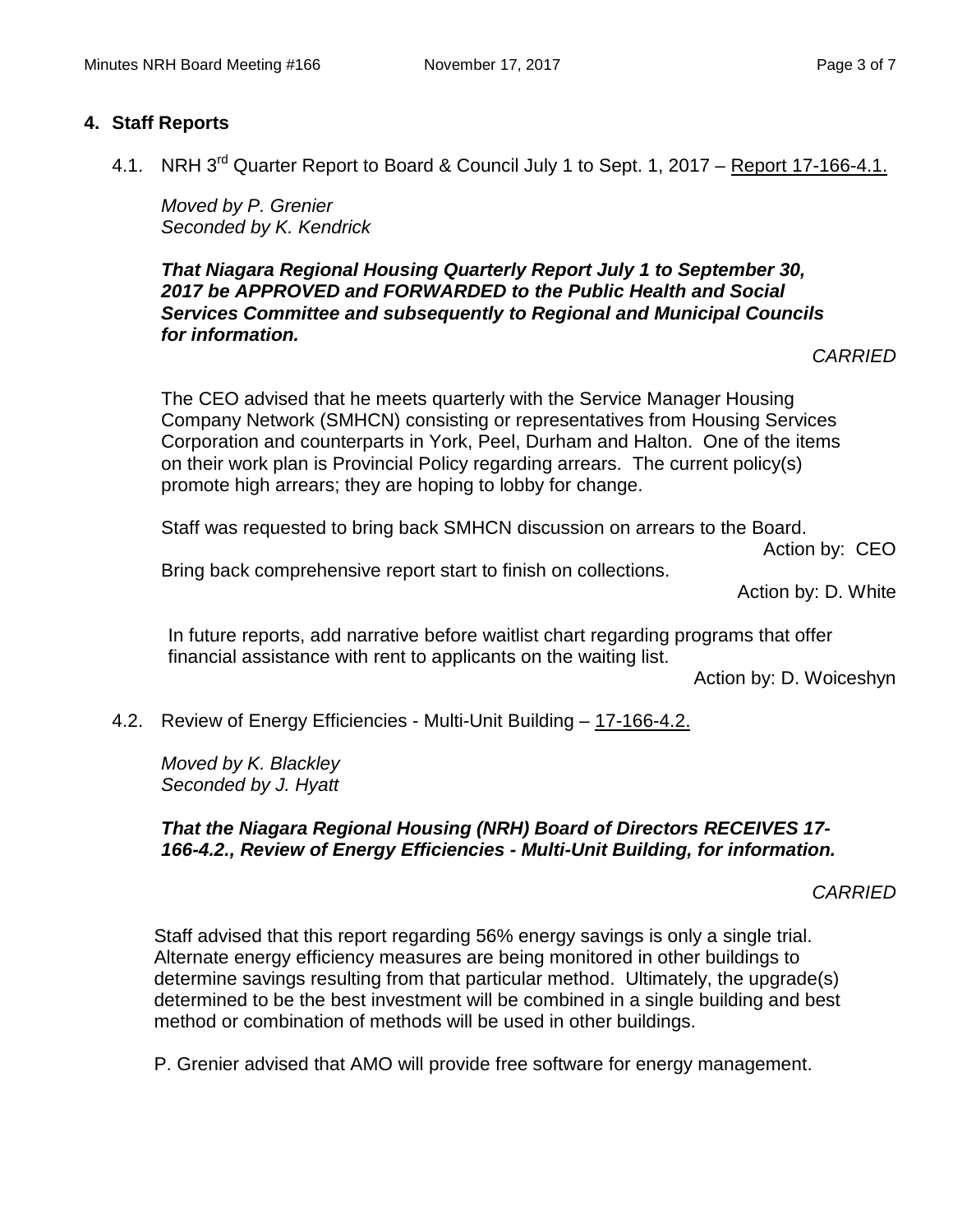## 4. Staff Reports

4.1. NRH 3rd Quarter Report to Board & Council July 1 to Sept. 1, 2017 – Report 17-166-4.1.

*Moved by P. Grenier*
*Seconded by K. Kendrick*

***That Niagara Regional Housing Quarterly Report July 1 to September 30, 2017 be APPROVED and FORWARDED to the Public Health and Social Services Committee and subsequently to Regional and Municipal Councils for information.***

*CARRIED*

The CEO advised that he meets quarterly with the Service Manager Housing Company Network (SMHCN) consisting or representatives from Housing Services Corporation and counterparts in York, Peel, Durham and Halton. One of the items on their work plan is Provincial Policy regarding arrears. The current policy(s) promote high arrears; they are hoping to lobby for change.

Staff was requested to bring back SMHCN discussion on arrears to the Board.

Action by: CEO

Bring back comprehensive report start to finish on collections.

Action by: D. White

In future reports, add narrative before waitlist chart regarding programs that offer financial assistance with rent to applicants on the waiting list.

Action by: D. Woiceshyn

4.2. Review of Energy Efficiencies - Multi-Unit Building – 17-166-4.2.

*Moved by K. Blackley*
*Seconded by J. Hyatt*

***That the Niagara Regional Housing (NRH) Board of Directors RECEIVES 17-166-4.2., Review of Energy Efficiencies - Multi-Unit Building, for information.***

*CARRIED*

Staff advised that this report regarding 56% energy savings is only a single trial. Alternate energy efficiency measures are being monitored in other buildings to determine savings resulting from that particular method. Ultimately, the upgrade(s) determined to be the best investment will be combined in a single building and best method or combination of methods will be used in other buildings.

P. Grenier advised that AMO will provide free software for energy management.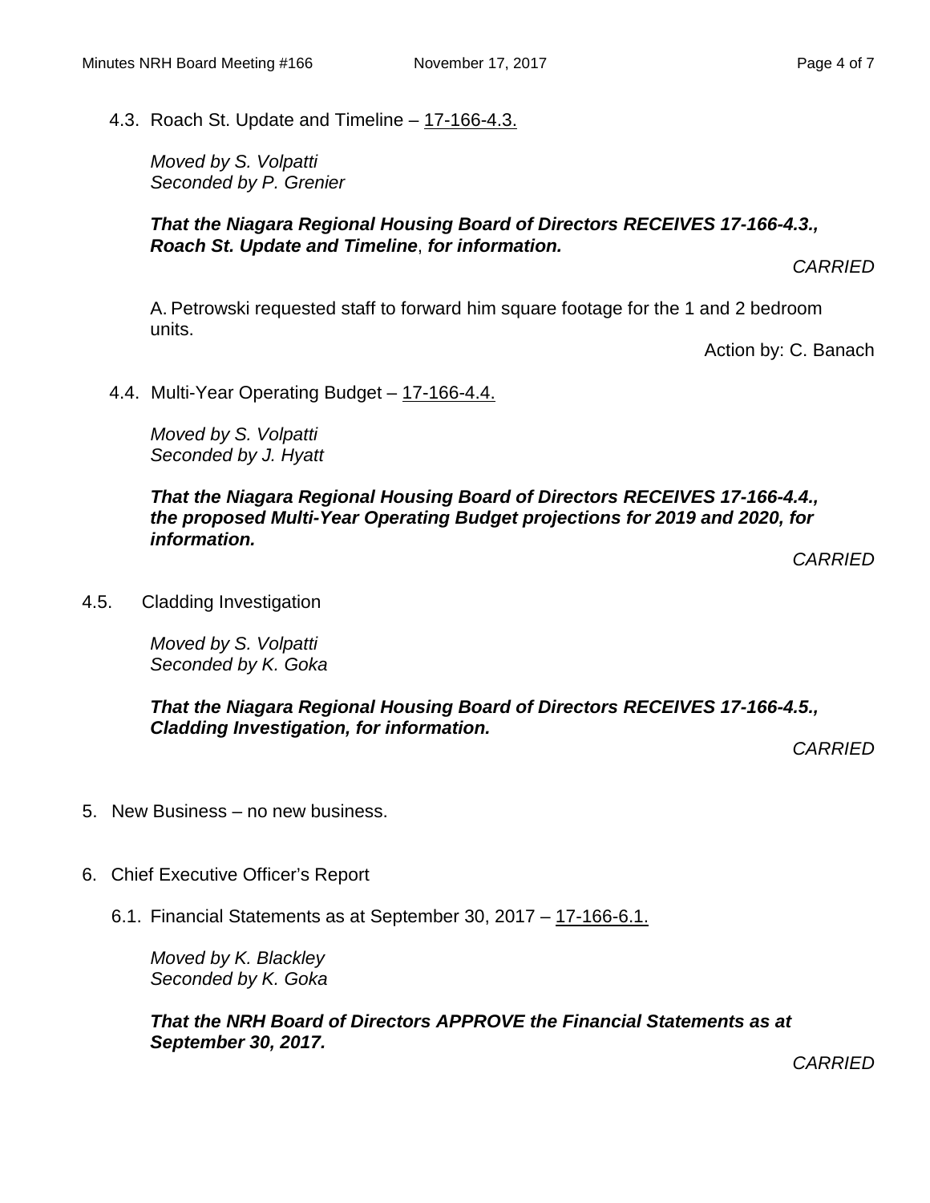4.3. Roach St. Update and Timeline – 17-166-4.3.

*Moved by S. Volpatti*
*Seconded by P. Grenier*

***That the Niagara Regional Housing Board of Directors RECEIVES 17-166-4.3., Roach St. Update and Timeline, for information.***

*CARRIED*

A. Petrowski requested staff to forward him square footage for the 1 and 2 bedroom units.

Action by: C. Banach

4.4. Multi-Year Operating Budget – 17-166-4.4.

*Moved by S. Volpatti*
*Seconded by J. Hyatt*

***That the Niagara Regional Housing Board of Directors RECEIVES 17-166-4.4., the proposed Multi-Year Operating Budget projections for 2019 and 2020, for information.***

*CARRIED*

4.5. Cladding Investigation

*Moved by S. Volpatti*
*Seconded by K. Goka*

***That the Niagara Regional Housing Board of Directors RECEIVES 17-166-4.5., Cladding Investigation, for information.***

*CARRIED*

5. New Business – no new business.

6. Chief Executive Officer's Report

6.1. Financial Statements as at September 30, 2017 – 17-166-6.1.

*Moved by K. Blackley*
*Seconded by K. Goka*

***That the NRH Board of Directors APPROVE the Financial Statements as at September 30, 2017.***

*CARRIED*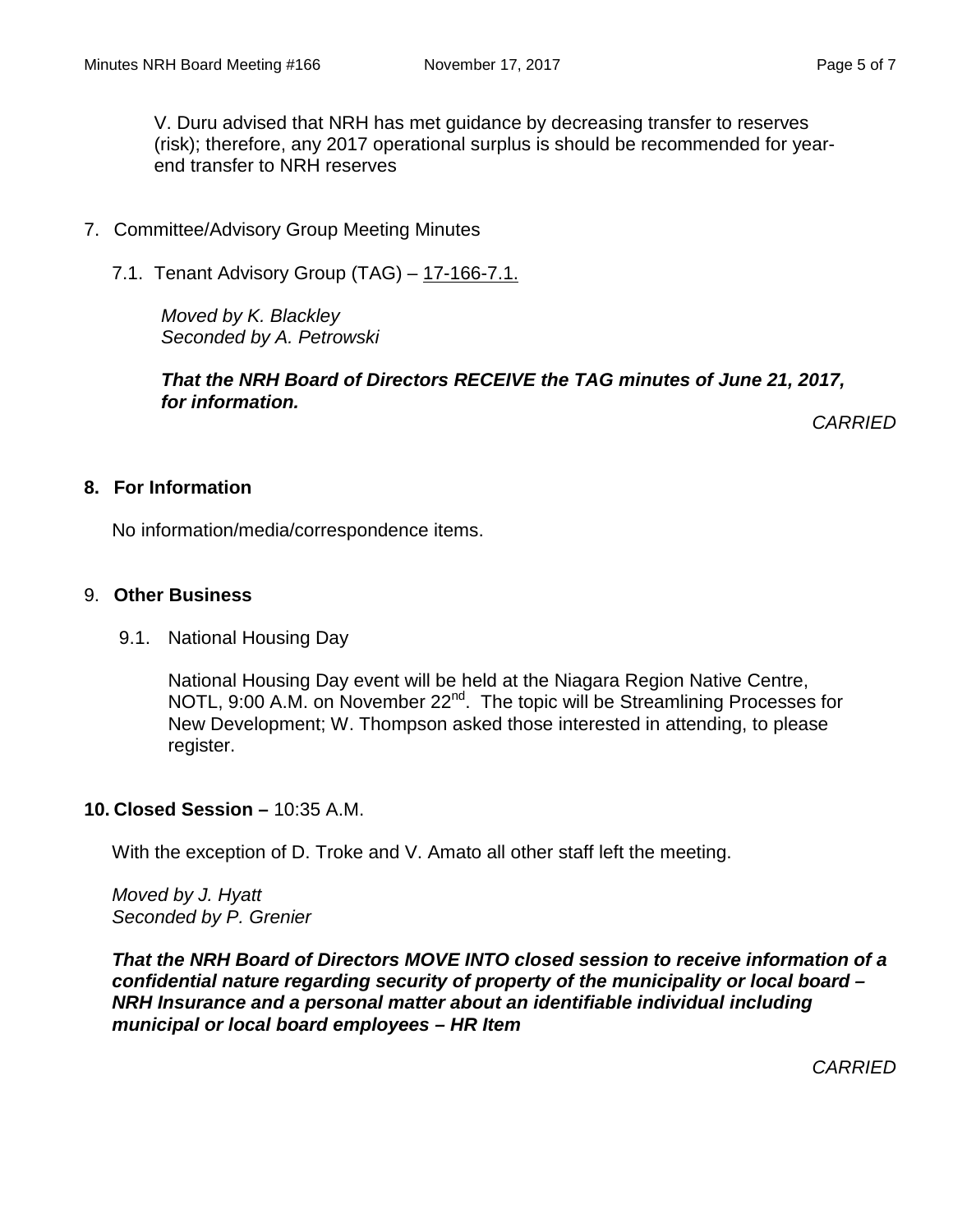V. Duru advised that NRH has met guidance by decreasing transfer to reserves (risk); therefore, any 2017 operational surplus is should be recommended for year-end transfer to NRH reserves

7. Committee/Advisory Group Meeting Minutes

   7.1. Tenant Advisory Group (TAG) – 17-166-7.1.

   *Moved by K. Blackley*
   *Seconded by A. Petrowski*

   ***That the NRH Board of Directors RECEIVE the TAG minutes of June 21, 2017, for information.***

   *CARRIED*

## 8. For Information

No information/media/correspondence items.

## 9. Other Business

9.1. National Housing Day

National Housing Day event will be held at the Niagara Region Native Centre, NOTL, 9:00 A.M. on November 22nd. The topic will be Streamlining Processes for New Development; W. Thompson asked those interested in attending, to please register.

## 10. Closed Session – 10:35 A.M.

With the exception of D. Troke and V. Amato all other staff left the meeting.

*Moved by J. Hyatt*
*Seconded by P. Grenier*

***That the NRH Board of Directors MOVE INTO closed session to receive information of a confidential nature regarding security of property of the municipality or local board – NRH Insurance and a personal matter about an identifiable individual including municipal or local board employees – HR Item***

*CARRIED*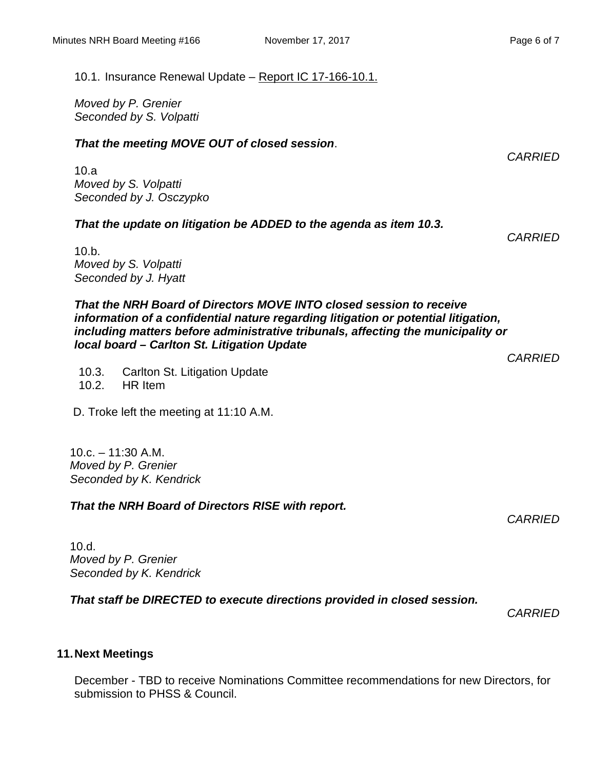10.1. Insurance Renewal Update – Report IC 17-166-10.1.

*Moved by P. Grenier*
*Seconded by S. Volpatti*

***That the meeting MOVE OUT of closed session***.

*CARRIED*

10.a
*Moved by S. Volpatti*
*Seconded by J. Osczypko*

***That the update on litigation be ADDED to the agenda as item 10.3.***

*CARRIED*

10.b.
*Moved by S. Volpatti*
*Seconded by J. Hyatt*

***That the NRH Board of Directors MOVE INTO closed session to receive information of a confidential nature regarding litigation or potential litigation, including matters before administrative tribunals, affecting the municipality or local board – Carlton St. Litigation Update***

*CARRIED*

10.3. Carlton St. Litigation Update
10.2. HR Item

D. Troke left the meeting at 11:10 A.M.

10.c. – 11:30 A.M.
*Moved by P. Grenier*
*Seconded by K. Kendrick*

***That the NRH Board of Directors RISE with report.***

*CARRIED*

10.d.
*Moved by P. Grenier*
*Seconded by K. Kendrick*

***That staff be DIRECTED to execute directions provided in closed session.***

*CARRIED*

## 11. Next Meetings

December - TBD to receive Nominations Committee recommendations for new Directors, for submission to PHSS & Council.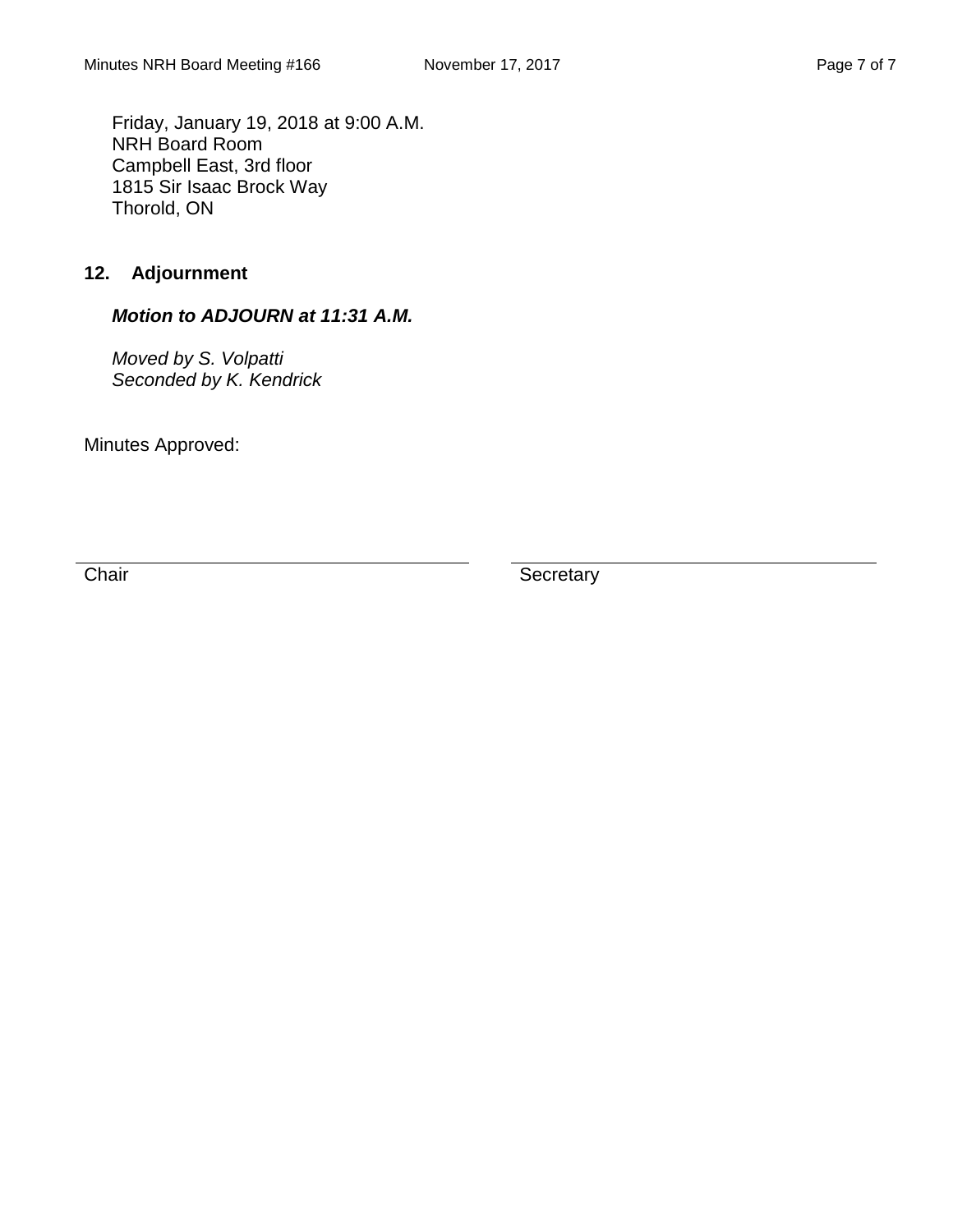Friday, January 19, 2018 at 9:00 A.M.
NRH Board Room
Campbell East, 3rd floor
1815 Sir Isaac Brock Way
Thorold, ON

## 12. Adjournment

***Motion to ADJOURN at 11:31 A.M.***

*Moved by S. Volpatti*
*Seconded by K. Kendrick*

Minutes Approved:

| | |
|---|---|
| Chair | Secretary |